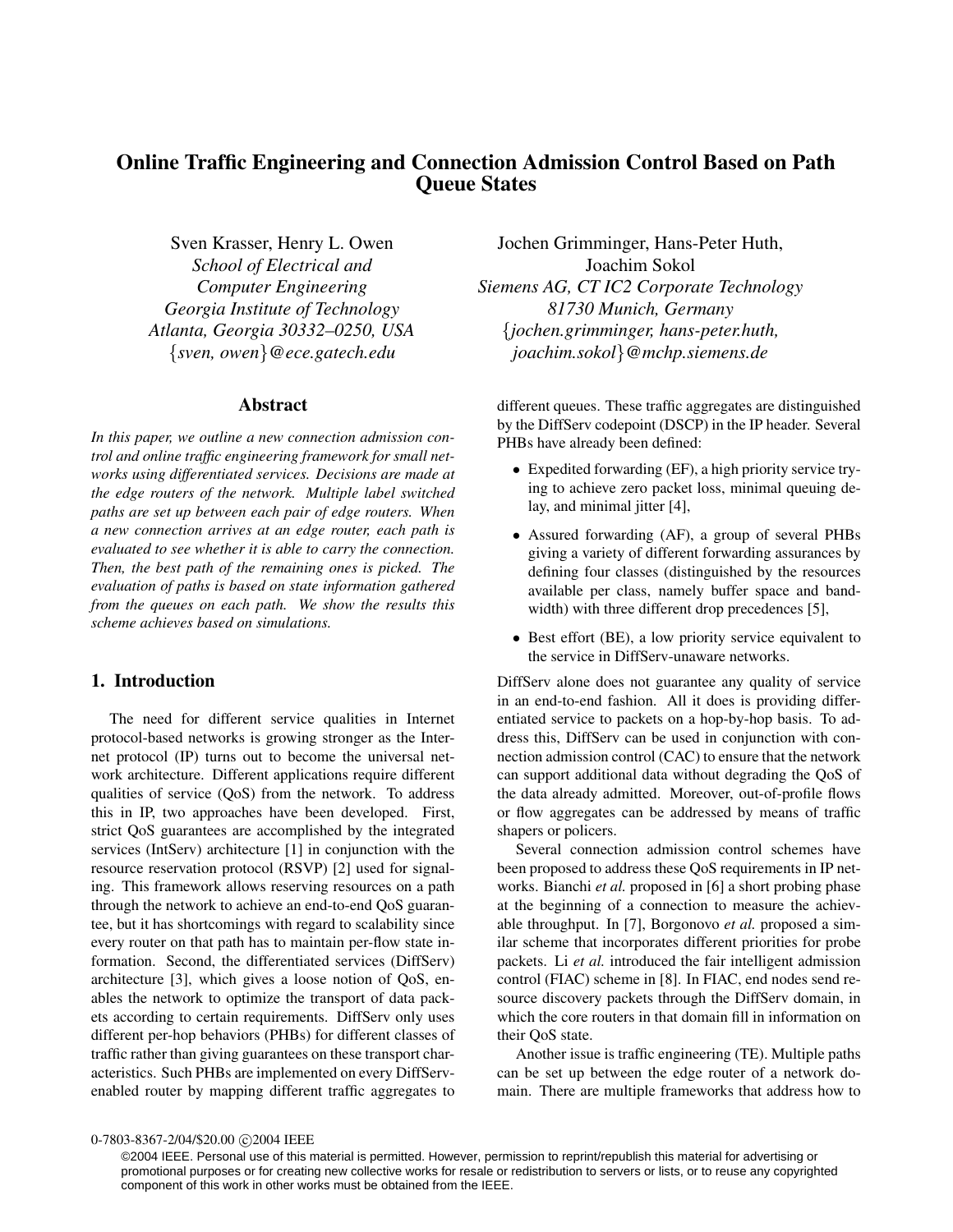# Online Traffic Engineering and Connection Admission Control Based on Path Queue States

Sven Krasser, Henry L. Owen
*School of Electrical and Computer Engineering*
*Georgia Institute of Technology*
*Atlanta, Georgia 30332–0250, USA*
*{sven, owen}@ece.gatech.edu*

Jochen Grimminger, Hans-Peter Huth, Joachim Sokol
*Siemens AG, CT IC2 Corporate Technology*
*81730 Munich, Germany*
*{jochen.grimminger, hans-peter.huth, joachim.sokol}@mchp.siemens.de*

## Abstract

*In this paper, we outline a new connection admission control and online traffic engineering framework for small networks using differentiated services. Decisions are made at the edge routers of the network. Multiple label switched paths are set up between each pair of edge routers. When a new connection arrives at an edge router, each path is evaluated to see whether it is able to carry the connection. Then, the best path of the remaining ones is picked. The evaluation of paths is based on state information gathered from the queues on each path. We show the results this scheme achieves based on simulations.*

## 1. Introduction

The need for different service qualities in Internet protocol-based networks is growing stronger as the Internet protocol (IP) turns out to become the universal network architecture. Different applications require different qualities of service (QoS) from the network. To address this in IP, two approaches have been developed. First, strict QoS guarantees are accomplished by the integrated services (IntServ) architecture [1] in conjunction with the resource reservation protocol (RSVP) [2] used for signaling. This framework allows reserving resources on a path through the network to achieve an end-to-end QoS guarantee, but it has shortcomings with regard to scalability since every router on that path has to maintain per-flow state information. Second, the differentiated services (DiffServ) architecture [3], which gives a loose notion of QoS, enables the network to optimize the transport of data packets according to certain requirements. DiffServ only uses different per-hop behaviors (PHBs) for different classes of traffic rather than giving guarantees on these transport characteristics. Such PHBs are implemented on every DiffServ-enabled router by mapping different traffic aggregates to different queues. These traffic aggregates are distinguished by the DiffServ codepoint (DSCP) in the IP header. Several PHBs have already been defined:

- Expedited forwarding (EF), a high priority service trying to achieve zero packet loss, minimal queuing delay, and minimal jitter [4],
- Assured forwarding (AF), a group of several PHBs giving a variety of different forwarding assurances by defining four classes (distinguished by the resources available per class, namely buffer space and bandwidth) with three different drop precedences [5],
- Best effort (BE), a low priority service equivalent to the service in DiffServ-unaware networks.

DiffServ alone does not guarantee any quality of service in an end-to-end fashion. All it does is providing differentiated service to packets on a hop-by-hop basis. To address this, DiffServ can be used in conjunction with connection admission control (CAC) to ensure that the network can support additional data without degrading the QoS of the data already admitted. Moreover, out-of-profile flows or flow aggregates can be addressed by means of traffic shapers or policers.

Several connection admission control schemes have been proposed to address these QoS requirements in IP networks. Bianchi *et al.* proposed in [6] a short probing phase at the beginning of a connection to measure the achievable throughput. In [7], Borgonovo *et al.* proposed a similar scheme that incorporates different priorities for probe packets. Li *et al.* introduced the fair intelligent admission control (FIAC) scheme in [8]. In FIAC, end nodes send resource discovery packets through the DiffServ domain, in which the core routers in that domain fill in information on their QoS state.

Another issue is traffic engineering (TE). Multiple paths can be set up between the edge router of a network domain. There are multiple frameworks that address how to

0-7803-8367-2/04/$20.00 ©2004 IEEE

©2004 IEEE. Personal use of this material is permitted. However, permission to reprint/republish this material for advertising or promotional purposes or for creating new collective works for resale or redistribution to servers or lists, or to reuse any copyrighted component of this work in other works must be obtained from the IEEE.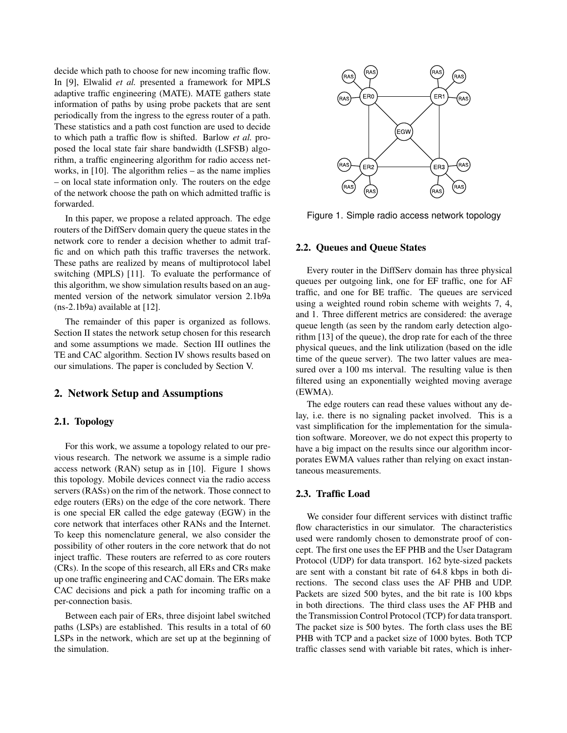decide which path to choose for new incoming traffic flow. In [9], Elwalid *et al.* presented a framework for MPLS adaptive traffic engineering (MATE). MATE gathers state information of paths by using probe packets that are sent periodically from the ingress to the egress router of a path. These statistics and a path cost function are used to decide to which path a traffic flow is shifted. Barlow *et al.* proposed the local state fair share bandwidth (LSFSB) algorithm, a traffic engineering algorithm for radio access networks, in [10]. The algorithm relies – as the name implies – on local state information only. The routers on the edge of the network choose the path on which admitted traffic is forwarded.

In this paper, we propose a related approach. The edge routers of the DiffServ domain query the queue states in the network core to render a decision whether to admit traffic and on which path this traffic traverses the network. These paths are realized by means of multiprotocol label switching (MPLS) [11]. To evaluate the performance of this algorithm, we show simulation results based on an augmented version of the network simulator version 2.1b9a (ns-2.1b9a) available at [12].

The remainder of this paper is organized as follows. Section II states the network setup chosen for this research and some assumptions we made. Section III outlines the TE and CAC algorithm. Section IV shows results based on our simulations. The paper is concluded by Section V.

## 2. Network Setup and Assumptions

### 2.1. Topology

For this work, we assume a topology related to our previous research. The network we assume is a simple radio access network (RAN) setup as in [10]. Figure 1 shows this topology. Mobile devices connect via the radio access servers (RASs) on the rim of the network. Those connect to edge routers (ERs) on the edge of the core network. There is one special ER called the edge gateway (EGW) in the core network that interfaces other RANs and the Internet. To keep this nomenclature general, we also consider the possibility of other routers in the core network that do not inject traffic. These routers are referred to as core routers (CRs). In the scope of this research, all ERs and CRs make up one traffic engineering and CAC domain. The ERs make CAC decisions and pick a path for incoming traffic on a per-connection basis.

Between each pair of ERs, three disjoint label switched paths (LSPs) are established. This results in a total of 60 LSPs in the network, which are set up at the beginning of the simulation.

Figure 1. Simple radio access network topology

### 2.2. Queues and Queue States

Every router in the DiffServ domain has three physical queues per outgoing link, one for EF traffic, one for AF traffic, and one for BE traffic. The queues are serviced using a weighted round robin scheme with weights 7, 4, and 1. Three different metrics are considered: the average queue length (as seen by the random early detection algorithm [13] of the queue), the drop rate for each of the three physical queues, and the link utilization (based on the idle time of the queue server). The two latter values are measured over a 100 ms interval. The resulting value is then filtered using an exponentially weighted moving average (EWMA).

The edge routers can read these values without any delay, i.e. there is no signaling packet involved. This is a vast simplification for the implementation for the simulation software. Moreover, we do not expect this property to have a big impact on the results since our algorithm incorporates EWMA values rather than relying on exact instantaneous measurements.

### 2.3. Traffic Load

We consider four different services with distinct traffic flow characteristics in our simulator. The characteristics used were randomly chosen to demonstrate proof of concept. The first one uses the EF PHB and the User Datagram Protocol (UDP) for data transport. 162 byte-sized packets are sent with a constant bit rate of 64.8 kbps in both directions. The second class uses the AF PHB and UDP. Packets are sized 500 bytes, and the bit rate is 100 kbps in both directions. The third class uses the AF PHB and the Transmission Control Protocol (TCP) for data transport. The packet size is 500 bytes. The forth class uses the BE PHB with TCP and a packet size of 1000 bytes. Both TCP traffic classes send with variable bit rates, which is inher-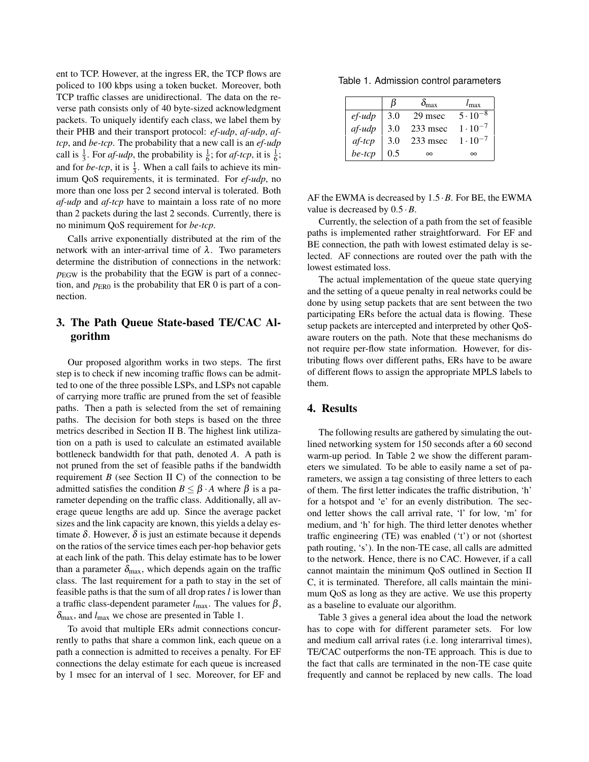ent to TCP. However, at the ingress ER, the TCP flows are policed to 100 kbps using a token bucket. Moreover, both TCP traffic classes are unidirectional. The data on the reverse path consists only of 40 byte-sized acknowledgment packets. To uniquely identify each class, we label them by their PHB and their transport protocol: *ef-udp*, *af-udp*, *af-tcp*, and *be-tcp*. The probability that a new call is an *ef-udp* call is $\frac{1}{3}$. For *af-udp*, the probability is $\frac{1}{6}$; for *af-tcp*, it is $\frac{1}{6}$; and for *be-tcp*, it is $\frac{1}{3}$. When a call fails to achieve its minimum QoS requirements, it is terminated. For *ef-udp*, no more than one loss per 2 second interval is tolerated. Both *af-udp* and *af-tcp* have to maintain a loss rate of no more than 2 packets during the last 2 seconds. Currently, there is no minimum QoS requirement for *be-tcp*.

Calls arrive exponentially distributed at the rim of the network with an inter-arrival time of $\lambda$. Two parameters determine the distribution of connections in the network: $p_{\text{EGW}}$ is the probability that the EGW is part of a connection, and $p_{\text{ER0}}$ is the probability that ER 0 is part of a connection.

## 3. The Path Queue State-based TE/CAC Algorithm

Our proposed algorithm works in two steps. The first step is to check if new incoming traffic flows can be admitted to one of the three possible LSPs, and LSPs not capable of carrying more traffic are pruned from the set of feasible paths. Then a path is selected from the set of remaining paths. The decision for both steps is based on the three metrics described in Section II B. The highest link utilization on a path is used to calculate an estimated available bottleneck bandwidth for that path, denoted $A$. A path is not pruned from the set of feasible paths if the bandwidth requirement $B$ (see Section II C) of the connection to be admitted satisfies the condition $B \leq \beta \cdot A$ where $\beta$ is a parameter depending on the traffic class. Additionally, all average queue lengths are add up. Since the average packet sizes and the link capacity are known, this yields a delay estimate $\delta$. However, $\delta$ is just an estimate because it depends on the ratios of the service times each per-hop behavior gets at each link of the path. This delay estimate has to be lower than a parameter $\delta_{\max}$, which depends again on the traffic class. The last requirement for a path to stay in the set of feasible paths is that the sum of all drop rates $l$ is lower than a traffic class-dependent parameter $l_{\max}$. The values for $\beta$, $\delta_{\max}$, and $l_{\max}$ we chose are presented in Table 1.

To avoid that multiple ERs admit connections concurrently to paths that share a common link, each queue on a path a connection is admitted to receives a penalty. For EF connections the delay estimate for each queue is increased by 1 msec for an interval of 1 sec. Moreover, for EF and AF the EWMA is decreased by $1.5 \cdot B$. For BE, the EWMA value is decreased by $0.5 \cdot B$.

Table 1. Admission control parameters

| | $\beta$ | $\delta_{\max}$ | $l_{\max}$ |
|---|---|---|---|
| *ef-udp* | 3.0 | 29 msec | $5 \cdot 10^{-8}$ |
| *af-udp* | 3.0 | 233 msec | $1 \cdot 10^{-7}$ |
| *af-tcp* | 3.0 | 233 msec | $1 \cdot 10^{-7}$ |
| *be-tcp* | 0.5 | $\infty$ | $\infty$ |

Currently, the selection of a path from the set of feasible paths is implemented rather straightforward. For EF and BE connection, the path with lowest estimated delay is selected. AF connections are routed over the path with the lowest estimated loss.

The actual implementation of the queue state querying and the setting of a queue penalty in real networks could be done by using setup packets that are sent between the two participating ERs before the actual data is flowing. These setup packets are intercepted and interpreted by other QoS-aware routers on the path. Note that these mechanisms do not require per-flow state information. However, for distributing flows over different paths, ERs have to be aware of different flows to assign the appropriate MPLS labels to them.

## 4. Results

The following results are gathered by simulating the outlined networking system for 150 seconds after a 60 second warm-up period. In Table 2 we show the different parameters we simulated. To be able to easily name a set of parameters, we assign a tag consisting of three letters to each of them. The first letter indicates the traffic distribution, 'h' for a hotspot and 'e' for an evenly distribution. The second letter shows the call arrival rate, 'l' for low, 'm' for medium, and 'h' for high. The third letter denotes whether traffic engineering (TE) was enabled ('t') or not (shortest path routing, 's'). In the non-TE case, all calls are admitted to the network. Hence, there is no CAC. However, if a call cannot maintain the minimum QoS outlined in Section II C, it is terminated. Therefore, all calls maintain the minimum QoS as long as they are active. We use this property as a baseline to evaluate our algorithm.

Table 3 gives a general idea about the load the network has to cope with for different parameter sets. For low and medium call arrival rates (i.e. long interarrival times), TE/CAC outperforms the non-TE approach. This is due to the fact that calls are terminated in the non-TE case quite frequently and cannot be replaced by new calls. The load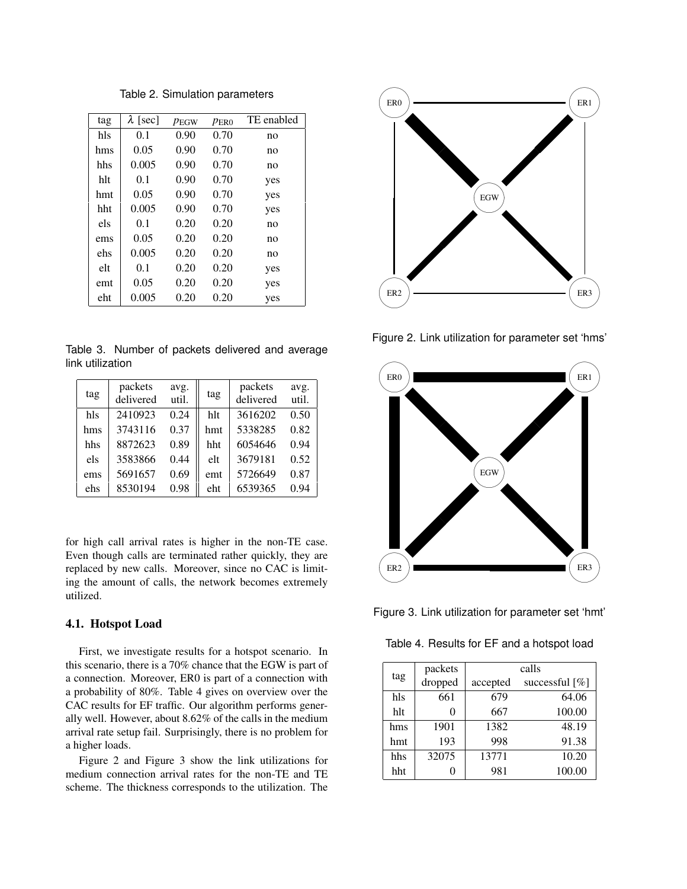Table 2. Simulation parameters

| tag | $\lambda$ [sec] | $p_{\text{EGW}}$ | $p_{\text{ER0}}$ | TE enabled |
|---|---|---|---|---|
| hls | 0.1 | 0.90 | 0.70 | no |
| hms | 0.05 | 0.90 | 0.70 | no |
| hhs | 0.005 | 0.90 | 0.70 | no |
| hlt | 0.1 | 0.90 | 0.70 | yes |
| hmt | 0.05 | 0.90 | 0.70 | yes |
| hht | 0.005 | 0.90 | 0.70 | yes |
| els | 0.1 | 0.20 | 0.20 | no |
| ems | 0.05 | 0.20 | 0.20 | no |
| ehs | 0.005 | 0.20 | 0.20 | no |
| elt | 0.1 | 0.20 | 0.20 | yes |
| emt | 0.05 | 0.20 | 0.20 | yes |
| eht | 0.005 | 0.20 | 0.20 | yes |

Table 3. Number of packets delivered and average link utilization

| tag | packets delivered | avg. util. | tag | packets delivered | avg. util. |
|---|---|---|---|---|---|
| hls | 2410923 | 0.24 | hlt | 3616202 | 0.50 |
| hms | 3743116 | 0.37 | hmt | 5338285 | 0.82 |
| hhs | 8872623 | 0.89 | hht | 6054646 | 0.94 |
| els | 3583866 | 0.44 | elt | 3679181 | 0.52 |
| ems | 5691657 | 0.69 | emt | 5726649 | 0.87 |
| ehs | 8530194 | 0.98 | eht | 6539365 | 0.94 |

for high call arrival rates is higher in the non-TE case. Even though calls are terminated rather quickly, they are replaced by new calls. Moreover, since no CAC is limiting the amount of calls, the network becomes extremely utilized.

### 4.1. Hotspot Load

First, we investigate results for a hotspot scenario. In this scenario, there is a 70% chance that the EGW is part of a connection. Moreover, ER0 is part of a connection with a probability of 80%. Table 4 gives on overview over the CAC results for EF traffic. Our algorithm performs generally well. However, about 8.62% of the calls in the medium arrival rate setup fail. Surprisingly, there is no problem for a higher loads.

Figure 2 and Figure 3 show the link utilizations for medium connection arrival rates for the non-TE and TE scheme. The thickness corresponds to the utilization. The

Figure 2. Link utilization for parameter set 'hms'

Figure 3. Link utilization for parameter set 'hmt'

Table 4. Results for EF and a hotspot load

| tag | packets dropped | calls accepted | calls successful [%] |
|---|---|---|---|
| hls | 661 | 679 | 64.06 |
| hlt | 0 | 667 | 100.00 |
| hms | 1901 | 1382 | 48.19 |
| hmt | 193 | 998 | 91.38 |
| hhs | 32075 | 13771 | 10.20 |
| hht | 0 | 981 | 100.00 |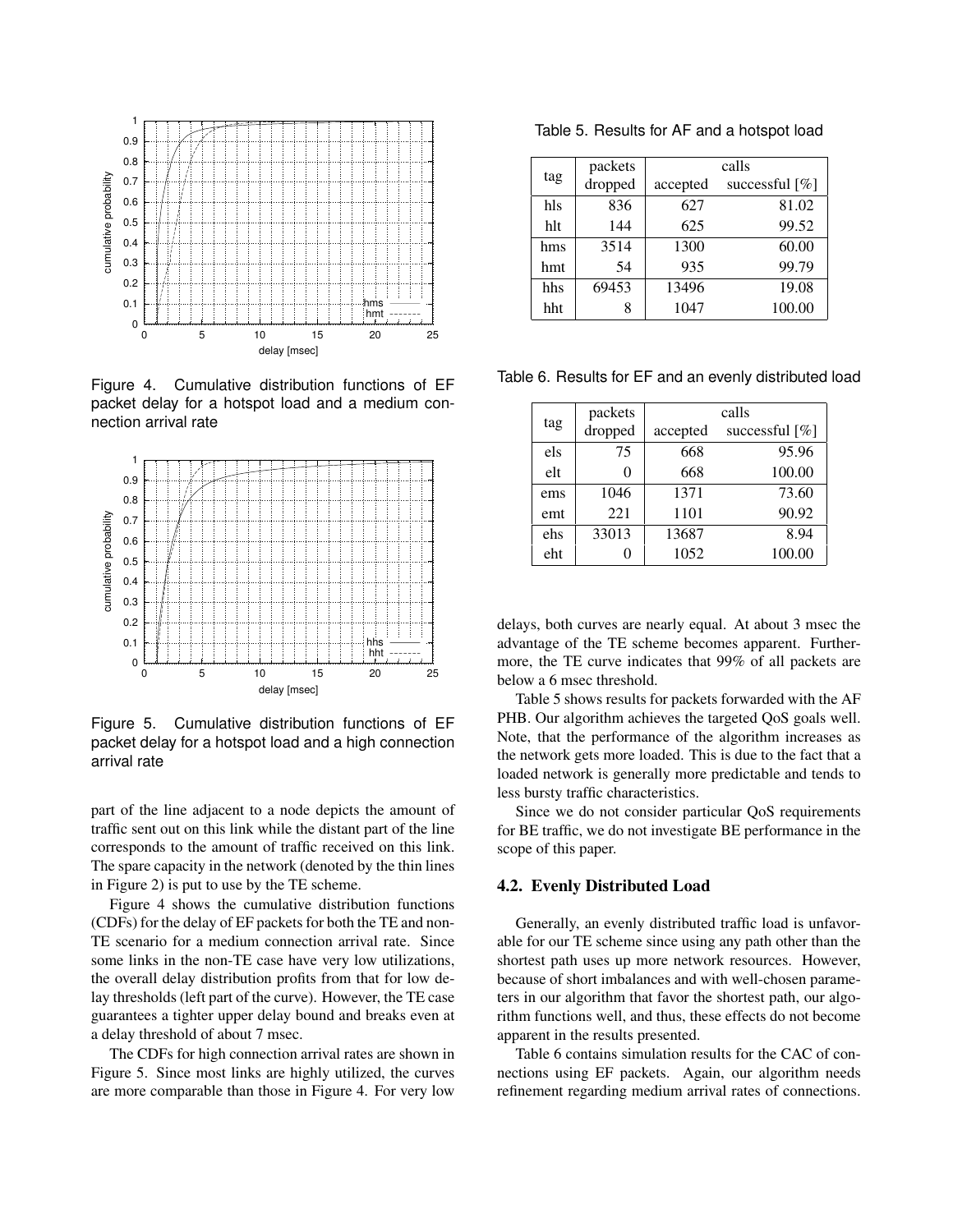Figure 4. Cumulative distribution functions of EF packet delay for a hotspot load and a medium connection arrival rate

Figure 5. Cumulative distribution functions of EF packet delay for a hotspot load and a high connection arrival rate

part of the line adjacent to a node depicts the amount of traffic sent out on this link while the distant part of the line corresponds to the amount of traffic received on this link. The spare capacity in the network (denoted by the thin lines in Figure 2) is put to use by the TE scheme.

Figure 4 shows the cumulative distribution functions (CDFs) for the delay of EF packets for both the TE and non-TE scenario for a medium connection arrival rate. Since some links in the non-TE case have very low utilizations, the overall delay distribution profits from that for low delay thresholds (left part of the curve). However, the TE case guarantees a tighter upper delay bound and breaks even at a delay threshold of about 7 msec.

The CDFs for high connection arrival rates are shown in Figure 5. Since most links are highly utilized, the curves are more comparable than those in Figure 4. For very low delays, both curves are nearly equal. At about 3 msec the advantage of the TE scheme becomes apparent. Furthermore, the TE curve indicates that 99% of all packets are below a 6 msec threshold.

Table 5. Results for AF and a hotspot load

| tag | packets dropped | calls accepted | calls successful [%] |
|---|---|---|---|
| hls | 836 | 627 | 81.02 |
| hlt | 144 | 625 | 99.52 |
| hms | 3514 | 1300 | 60.00 |
| hmt | 54 | 935 | 99.79 |
| hhs | 69453 | 13496 | 19.08 |
| hht | 8 | 1047 | 100.00 |

Table 5 shows results for packets forwarded with the AF PHB. Our algorithm achieves the targeted QoS goals well. Note, that the performance of the algorithm increases as the network gets more loaded. This is due to the fact that a loaded network is generally more predictable and tends to less bursty traffic characteristics.

Since we do not consider particular QoS requirements for BE traffic, we do not investigate BE performance in the scope of this paper.

### 4.2. Evenly Distributed Load

Generally, an evenly distributed traffic load is unfavorable for our TE scheme since using any path other than the shortest path uses up more network resources. However, because of short imbalances and with well-chosen parameters in our algorithm that favor the shortest path, our algorithm functions well, and thus, these effects do not become apparent in the results presented.

Table 6. Results for EF and an evenly distributed load

| tag | packets dropped | calls accepted | calls successful [%] |
|---|---|---|---|
| els | 75 | 668 | 95.96 |
| elt | 0 | 668 | 100.00 |
| ems | 1046 | 1371 | 73.60 |
| emt | 221 | 1101 | 90.92 |
| ehs | 33013 | 13687 | 8.94 |
| eht | 0 | 1052 | 100.00 |

Table 6 contains simulation results for the CAC of connections using EF packets. Again, our algorithm needs refinement regarding medium arrival rates of connections.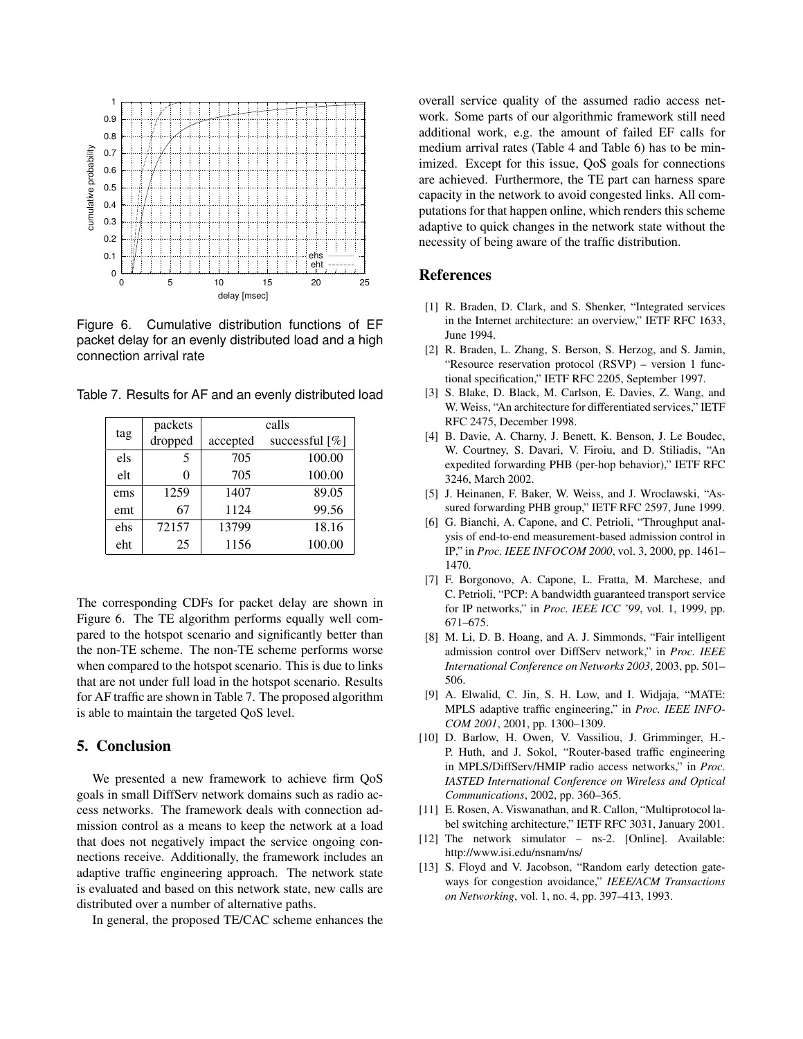1
0.9
0.8
0.7
0.6
0.5
0.4
0.3
0.2
0.1
0
0 5 10 15 20 25
delay [msec]
cumulative probability
ehs
eht

Figure 6. Cumulative distribution functions of EF packet delay for an evenly distributed load and a high connection arrival rate

Table 7. Results for AF and an evenly distributed load

| tag | packets dropped | calls | |
|---|---|---|---|
| | | accepted | successful [%] |
| els | 5 | 705 | 100.00 |
| elt | 0 | 705 | 100.00 |
| ems | 1259 | 1407 | 89.05 |
| emt | 67 | 1124 | 99.56 |
| ehs | 72157 | 13799 | 18.16 |
| eht | 25 | 1156 | 100.00 |

The corresponding CDFs for packet delay are shown in Figure 6. The TE algorithm performs equally well compared to the hotspot scenario and significantly better than the non-TE scheme. The non-TE scheme performs worse when compared to the hotspot scenario. This is due to links that are not under full load in the hotspot scenario. Results for AF traffic are shown in Table 7. The proposed algorithm is able to maintain the targeted QoS level.

## 5. Conclusion

We presented a new framework to achieve firm QoS goals in small DiffServ network domains such as radio access networks. The framework deals with connection admission control as a means to keep the network at a load that does not negatively impact the service ongoing connections receive. Additionally, the framework includes an adaptive traffic engineering approach. The network state is evaluated and based on this network state, new calls are distributed over a number of alternative paths.

In general, the proposed TE/CAC scheme enhances the overall service quality of the assumed radio access network. Some parts of our algorithmic framework still need additional work, e.g. the amount of failed EF calls for medium arrival rates (Table 4 and Table 6) has to be minimized. Except for this issue, QoS goals for connections are achieved. Furthermore, the TE part can harness spare capacity in the network to avoid congested links. All computations for that happen online, which renders this scheme adaptive to quick changes in the network state without the necessity of being aware of the traffic distribution.

## References

[1] R. Braden, D. Clark, and S. Shenker, "Integrated services in the Internet architecture: an overview," IETF RFC 1633, June 1994.

[2] R. Braden, L. Zhang, S. Berson, S. Herzog, and S. Jamin, "Resource reservation protocol (RSVP) – version 1 functional specification," IETF RFC 2205, September 1997.

[3] S. Blake, D. Black, M. Carlson, E. Davies, Z. Wang, and W. Weiss, "An architecture for differentiated services," IETF RFC 2475, December 1998.

[4] B. Davie, A. Charny, J. Benett, K. Benson, J. Le Boudec, W. Courtney, S. Davari, V. Firoiu, and D. Stiliadis, "An expedited forwarding PHB (per-hop behavior)," IETF RFC 3246, March 2002.

[5] J. Heinanen, F. Baker, W. Weiss, and J. Wroclawski, "Assured forwarding PHB group," IETF RFC 2597, June 1999.

[6] G. Bianchi, A. Capone, and C. Petrioli, "Throughput analysis of end-to-end measurement-based admission control in IP," in *Proc. IEEE INFOCOM 2000*, vol. 3, 2000, pp. 1461–1470.

[7] F. Borgonovo, A. Capone, L. Fratta, M. Marchese, and C. Petrioli, "PCP: A bandwidth guaranteed transport service for IP networks," in *Proc. IEEE ICC '99*, vol. 1, 1999, pp. 671–675.

[8] M. Li, D. B. Hoang, and A. J. Simmonds, "Fair intelligent admission control over DiffServ network," in *Proc. IEEE International Conference on Networks 2003*, 2003, pp. 501–506.

[9] A. Elwalid, C. Jin, S. H. Low, and I. Widjaja, "MATE: MPLS adaptive traffic engineering," in *Proc. IEEE INFOCOM 2001*, 2001, pp. 1300–1309.

[10] D. Barlow, H. Owen, V. Vassiliou, J. Grimminger, H.-P. Huth, and J. Sokol, "Router-based traffic engineering in MPLS/DiffServ/HMIP radio access networks," in *Proc. IASTED International Conference on Wireless and Optical Communications*, 2002, pp. 360–365.

[11] E. Rosen, A. Viswanathan, and R. Callon, "Multiprotocol label switching architecture," IETF RFC 3031, January 2001.

[12] The network simulator – ns-2. [Online]. Available: http://www.isi.edu/nsnam/ns/

[13] S. Floyd and V. Jacobson, "Random early detection gateways for congestion avoidance," *IEEE/ACM Transactions on Networking*, vol. 1, no. 4, pp. 397–413, 1993.